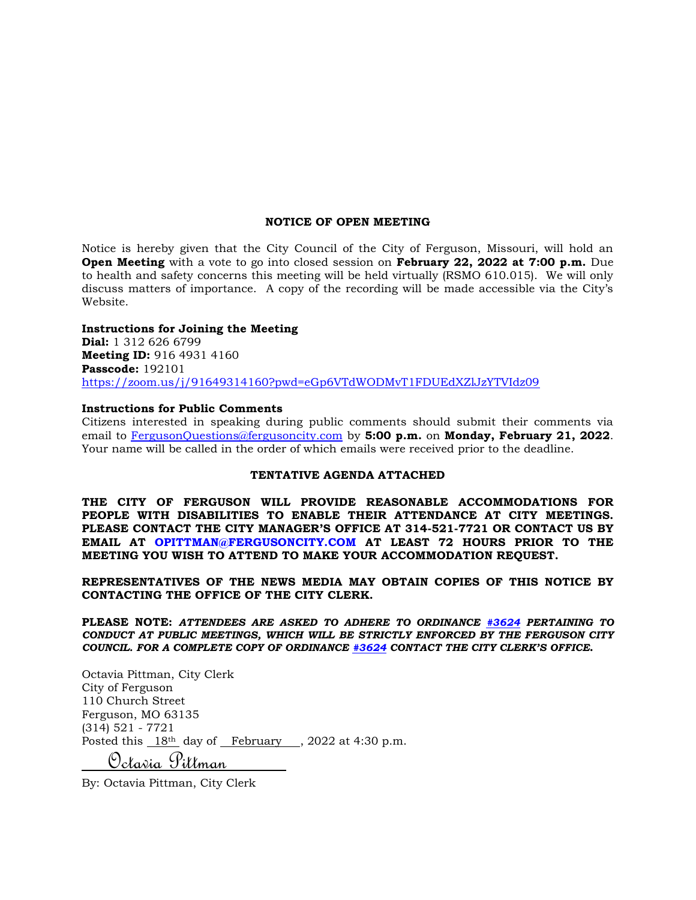## NOTICE OF OPEN MEETING

Notice is hereby given that the City Council of the City of Ferguson, Missouri, will hold an **Open Meeting** with a vote to go into closed session on **February 22, 2022 at 7:00 p.m.** Due to health and safety concerns this meeting will be held virtually (RSMO 610.015). We will only discuss matters of importance. A copy of the recording will be made accessible via the City's Website.

**Instructions for Joining the Meeting**
**Dial:** 1 312 626 6799
**Meeting ID:** 916 4931 4160
**Passcode:** 192101
https://zoom.us/j/91649314160?pwd=eGp6VTdWODMvT1FDUEdXZlJzYTVIdz09

**Instructions for Public Comments**
Citizens interested in speaking during public comments should submit their comments via email to FergusonQuestions@fergusoncity.com by **5:00 p.m.** on **Monday, February 21, 2022**. Your name will be called in the order of which emails were received prior to the deadline.

**TENTATIVE AGENDA ATTACHED**

**THE CITY OF FERGUSON WILL PROVIDE REASONABLE ACCOMMODATIONS FOR PEOPLE WITH DISABILITIES TO ENABLE THEIR ATTENDANCE AT CITY MEETINGS. PLEASE CONTACT THE CITY MANAGER'S OFFICE AT 314-521-7721 OR CONTACT US BY EMAIL AT OPITTMAN@FERGUSONCITY.COM AT LEAST 72 HOURS PRIOR TO THE MEETING YOU WISH TO ATTEND TO MAKE YOUR ACCOMMODATION REQUEST.**

**REPRESENTATIVES OF THE NEWS MEDIA MAY OBTAIN COPIES OF THIS NOTICE BY CONTACTING THE OFFICE OF THE CITY CLERK.**

**PLEASE NOTE:** ***ATTENDEES ARE ASKED TO ADHERE TO ORDINANCE #3624 PERTAINING TO CONDUCT AT PUBLIC MEETINGS, WHICH WILL BE STRICTLY ENFORCED BY THE FERGUSON CITY COUNCIL. FOR A COMPLETE COPY OF ORDINANCE #3624 CONTACT THE CITY CLERK'S OFFICE.***

Octavia Pittman, City Clerk
City of Ferguson
110 Church Street
Ferguson, MO 63135
(314) 521 - 7721
Posted this 18th day of February, 2022 at 4:30 p.m.

Octavia Pittman

By: Octavia Pittman, City Clerk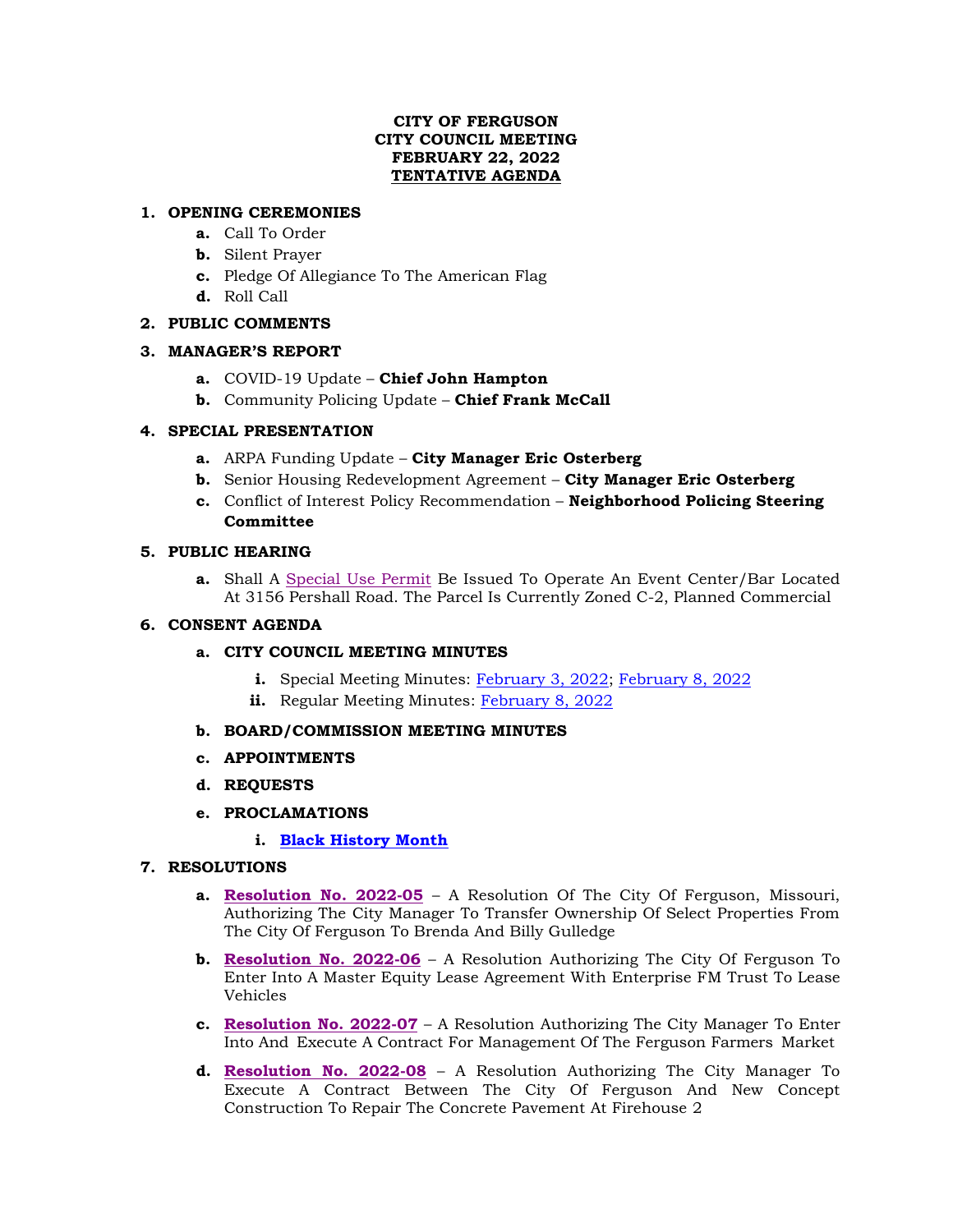**CITY OF FERGUSON**
**CITY COUNCIL MEETING**
**FEBRUARY 22, 2022**
**TENTATIVE AGENDA**

1. **OPENING CEREMONIES**
   - **a.** Call To Order
   - **b.** Silent Prayer
   - **c.** Pledge Of Allegiance To The American Flag
   - **d.** Roll Call

2. **PUBLIC COMMENTS**

3. **MANAGER'S REPORT**
   - **a.** COVID-19 Update – **Chief John Hampton**
   - **b.** Community Policing Update – **Chief Frank McCall**

4. **SPECIAL PRESENTATION**
   - **a.** ARPA Funding Update – **City Manager Eric Osterberg**
   - **b.** Senior Housing Redevelopment Agreement – **City Manager Eric Osterberg**
   - **c.** Conflict of Interest Policy Recommendation – **Neighborhood Policing Steering Committee**

5. **PUBLIC HEARING**
   - **a.** Shall A Special Use Permit Be Issued To Operate An Event Center/Bar Located At 3156 Pershall Road. The Parcel Is Currently Zoned C-2, Planned Commercial

6. **CONSENT AGENDA**
   - **a. CITY COUNCIL MEETING MINUTES**
     - **i.** Special Meeting Minutes: February 3, 2022; February 8, 2022
     - **ii.** Regular Meeting Minutes: February 8, 2022
   - **b. BOARD/COMMISSION MEETING MINUTES**
   - **c. APPOINTMENTS**
   - **d. REQUESTS**
   - **e. PROCLAMATIONS**
     - **i. Black History Month**

7. **RESOLUTIONS**
   - **a. Resolution No. 2022-05** – A Resolution Of The City Of Ferguson, Missouri, Authorizing The City Manager To Transfer Ownership Of Select Properties From The City Of Ferguson To Brenda And Billy Gulledge
   - **b. Resolution No. 2022-06** – A Resolution Authorizing The City Of Ferguson To Enter Into A Master Equity Lease Agreement With Enterprise FM Trust To Lease Vehicles
   - **c. Resolution No. 2022-07** – A Resolution Authorizing The City Manager To Enter Into And Execute A Contract For Management Of The Ferguson Farmers Market
   - **d. Resolution No. 2022-08** – A Resolution Authorizing The City Manager To Execute A Contract Between The City Of Ferguson And New Concept Construction To Repair The Concrete Pavement At Firehouse 2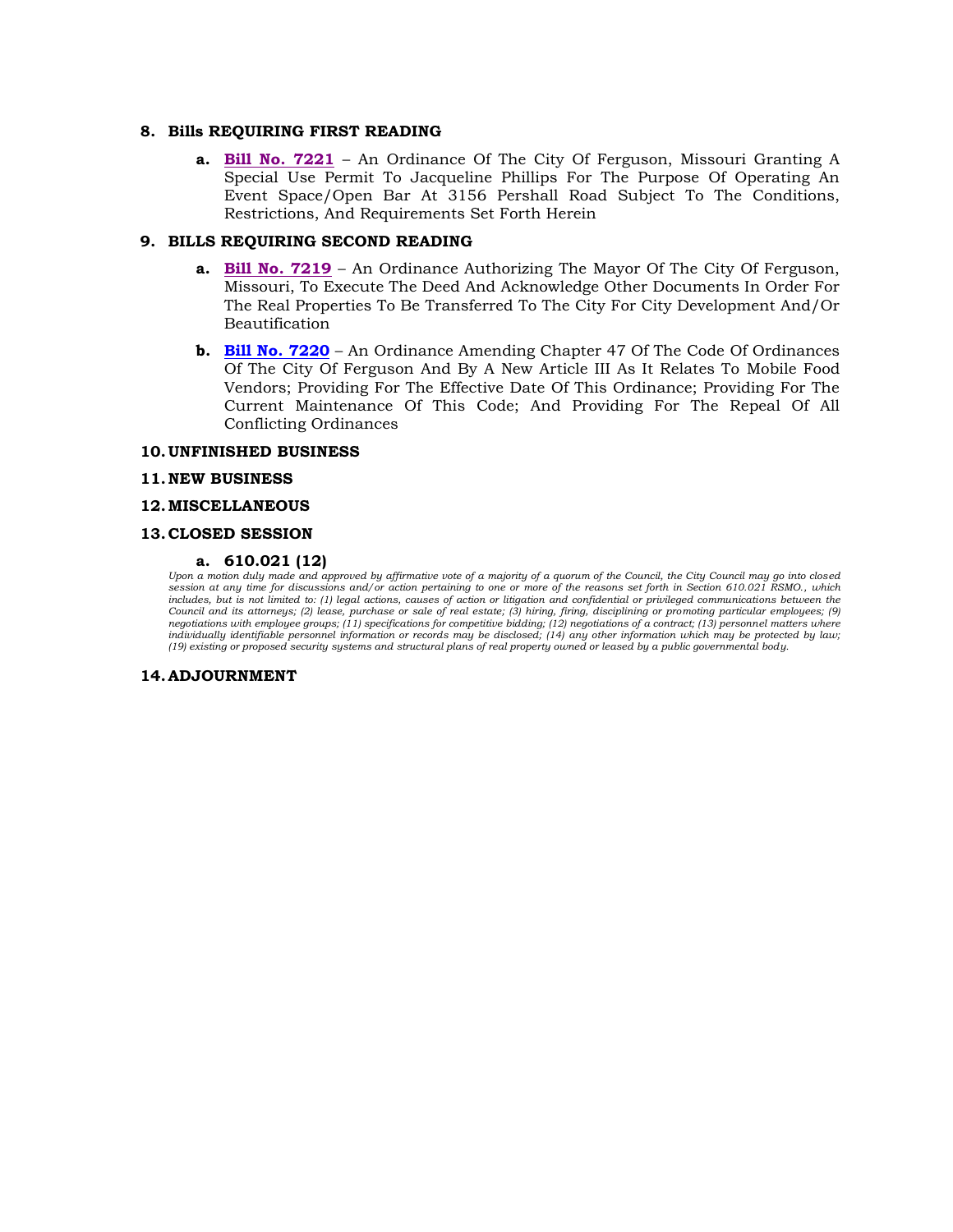**8. Bills REQUIRING FIRST READING**

- **a.** **Bill No. 7221** – An Ordinance Of The City Of Ferguson, Missouri Granting A Special Use Permit To Jacqueline Phillips For The Purpose Of Operating An Event Space/Open Bar At 3156 Pershall Road Subject To The Conditions, Restrictions, And Requirements Set Forth Herein

**9. BILLS REQUIRING SECOND READING**

- **a.** **Bill No. 7219** – An Ordinance Authorizing The Mayor Of The City Of Ferguson, Missouri, To Execute The Deed And Acknowledge Other Documents In Order For The Real Properties To Be Transferred To The City For City Development And/Or Beautification
- **b.** **Bill No. 7220** – An Ordinance Amending Chapter 47 Of The Code Of Ordinances Of The City Of Ferguson And By A New Article III As It Relates To Mobile Food Vendors; Providing For The Effective Date Of This Ordinance; Providing For The Current Maintenance Of This Code; And Providing For The Repeal Of All Conflicting Ordinances

**10. UNFINISHED BUSINESS**

**11. NEW BUSINESS**

**12. MISCELLANEOUS**

**13. CLOSED SESSION**

- **a. 610.021 (12)**

*Upon a motion duly made and approved by affirmative vote of a majority of a quorum of the Council, the City Council may go into closed session at any time for discussions and/or action pertaining to one or more of the reasons set forth in Section 610.021 RSMO., which includes, but is not limited to: (1) legal actions, causes of action or litigation and confidential or privileged communications between the Council and its attorneys; (2) lease, purchase or sale of real estate; (3) hiring, firing, disciplining or promoting particular employees; (9) negotiations with employee groups; (11) specifications for competitive bidding; (12) negotiations of a contract; (13) personnel matters where individually identifiable personnel information or records may be disclosed; (14) any other information which may be protected by law; (19) existing or proposed security systems and structural plans of real property owned or leased by a public governmental body.*

**14. ADJOURNMENT**